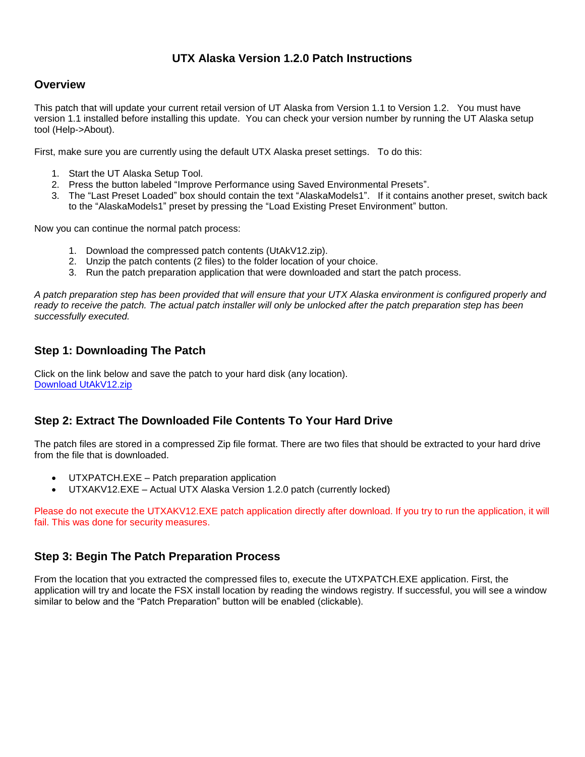# UTX Alaska Version 1.2.0 Patch Instructions

## Overview

This patch that will update your current retail version of UT Alaska from Version 1.1 to Version 1.2. You must have version 1.1 installed before installing this update. You can check your version number by running the UT Alaska setup tool (Help->About).

First, make sure you are currently using the default UTX Alaska preset settings. To do this:

1. Start the UT Alaska Setup Tool.
2. Press the button labeled "Improve Performance using Saved Environmental Presets".
3. The "Last Preset Loaded" box should contain the text "AlaskaModels1". If it contains another preset, switch back to the "AlaskaModels1" preset by pressing the "Load Existing Preset Environment" button.

Now you can continue the normal patch process:

1. Download the compressed patch contents (UtAkV12.zip).
2. Unzip the patch contents (2 files) to the folder location of your choice.
3. Run the patch preparation application that were downloaded and start the patch process.

*A patch preparation step has been provided that will ensure that your UTX Alaska environment is configured properly and ready to receive the patch. The actual patch installer will only be unlocked after the patch preparation step has been successfully executed.*

## Step 1: Downloading The Patch

Click on the link below and save the patch to your hard disk (any location).
[Download UtAkV12.zip]

## Step 2: Extract The Downloaded File Contents To Your Hard Drive

The patch files are stored in a compressed Zip file format. There are two files that should be extracted to your hard drive from the file that is downloaded.

- UTXPATCH.EXE – Patch preparation application
- UTXAKV12.EXE – Actual UTX Alaska Version 1.2.0 patch (currently locked)

Please do not execute the UTXAKV12.EXE patch application directly after download. If you try to run the application, it will fail. This was done for security measures.

## Step 3: Begin The Patch Preparation Process

From the location that you extracted the compressed files to, execute the UTXPATCH.EXE application. First, the application will try and locate the FSX install location by reading the windows registry. If successful, you will see a window similar to below and the "Patch Preparation" button will be enabled (clickable).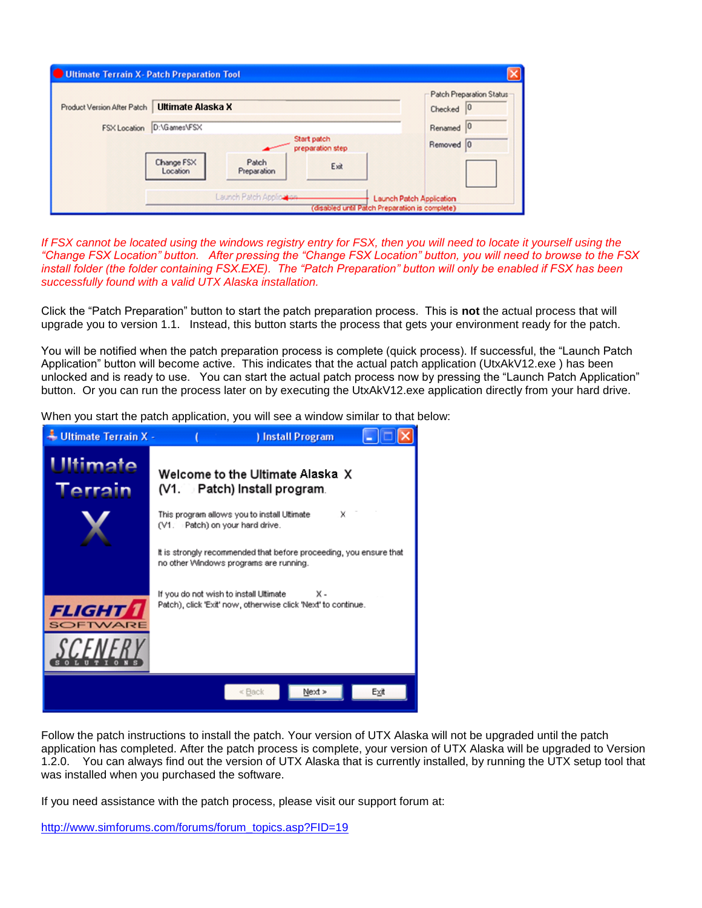*If FSX cannot be located using the windows registry entry for FSX, then you will need to locate it yourself using the "Change FSX Location" button. After pressing the "Change FSX Location" button, you will need to browse to the FSX install folder (the folder containing FSX.EXE). The "Patch Preparation" button will only be enabled if FSX has been successfully found with a valid UTX Alaska installation.*

Click the "Patch Preparation" button to start the patch preparation process. This is **not** the actual process that will upgrade you to version 1.1. Instead, this button starts the process that gets your environment ready for the patch.

You will be notified when the patch preparation process is complete (quick process). If successful, the "Launch Patch Application" button will become active. This indicates that the actual patch application (UtxAkV12.exe ) has been unlocked and is ready to use. You can start the actual patch process now by pressing the "Launch Patch Application" button. Or you can run the process later on by executing the UtxAkV12.exe application directly from your hard drive.

When you start the patch application, you will see a window similar to that below:

Follow the patch instructions to install the patch. Your version of UTX Alaska will not be upgraded until the patch application has completed. After the patch process is complete, your version of UTX Alaska will be upgraded to Version 1.2.0. You can always find out the version of UTX Alaska that is currently installed, by running the UTX setup tool that was installed when you purchased the software.

If you need assistance with the patch process, please visit our support forum at:

http://www.simforums.com/forums/forum_topics.asp?FID=19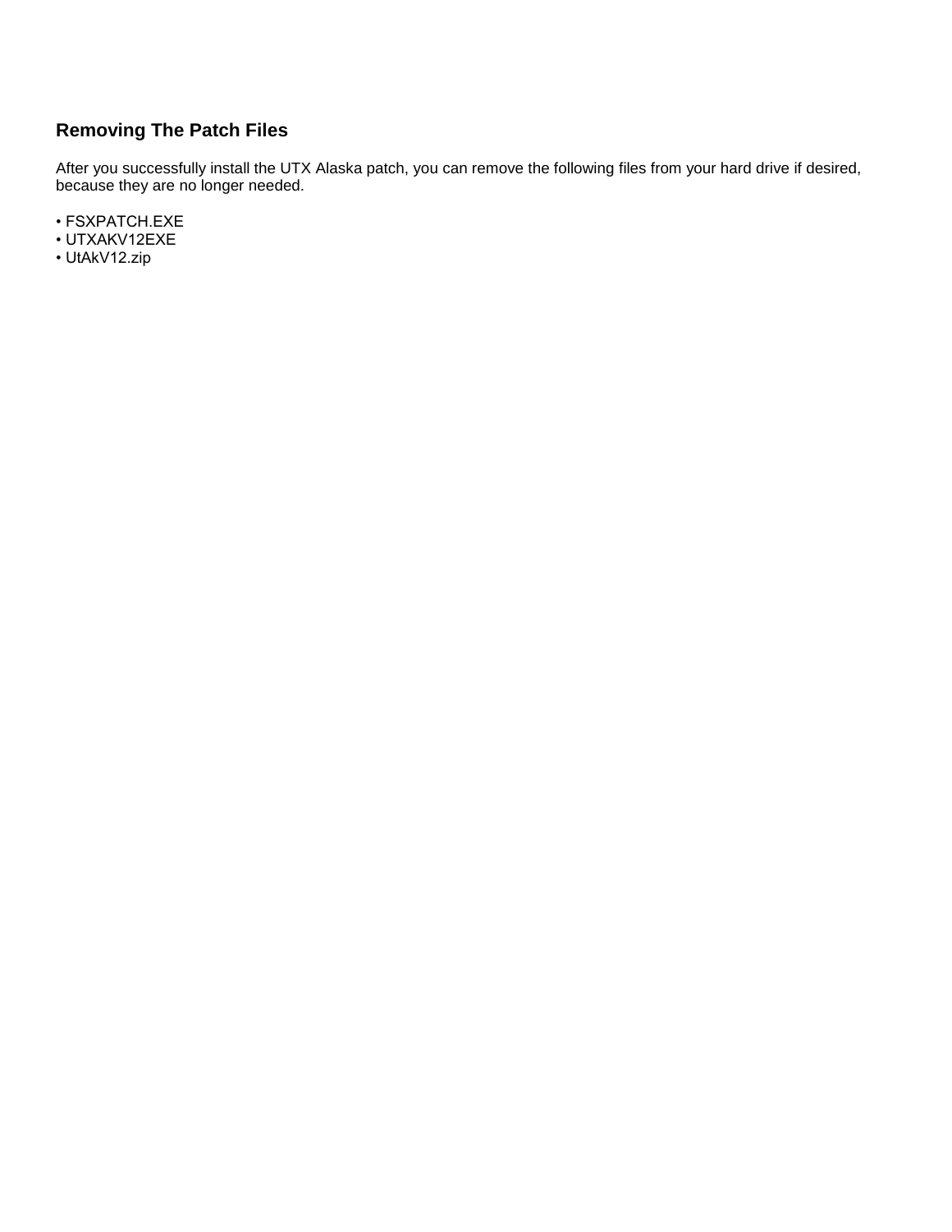## Removing The Patch Files

After you successfully install the UTX Alaska patch, you can remove the following files from your hard drive if desired, because they are no longer needed.

- FSXPATCH.EXE
- UTXAKV12EXE
- UtAkV12.zip